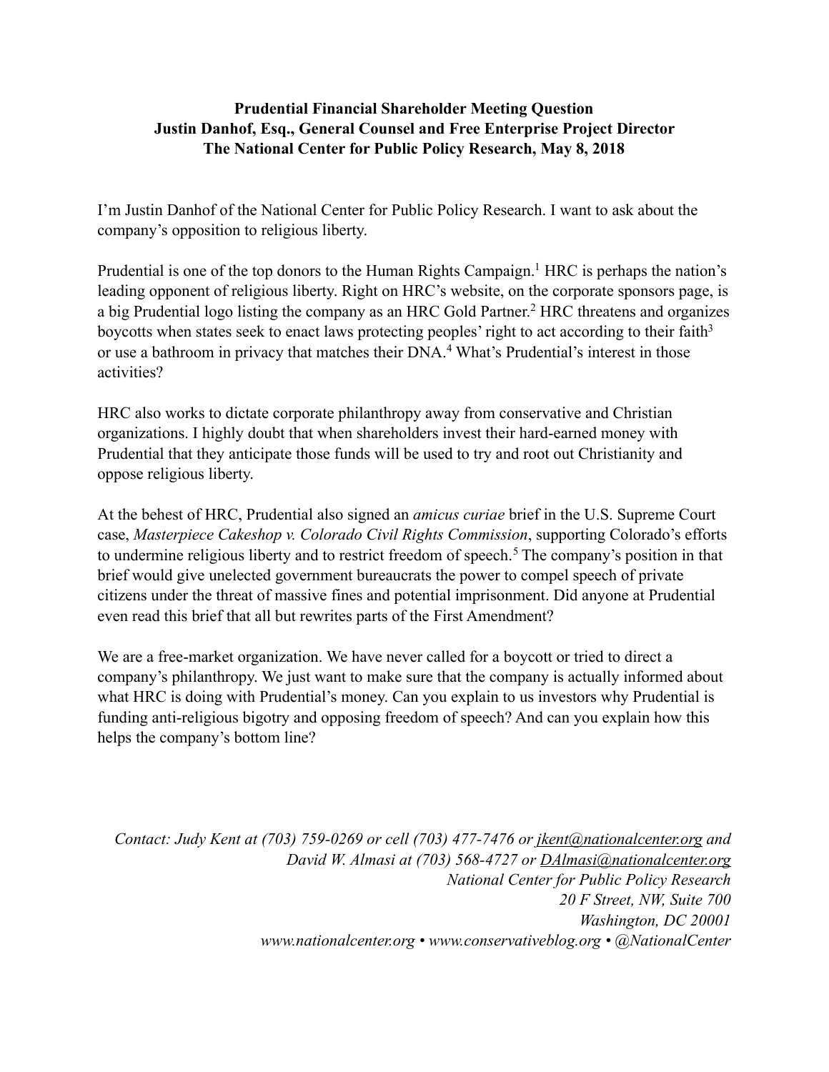**Prudential Financial Shareholder Meeting Question**
**Justin Danhof, Esq., General Counsel and Free Enterprise Project Director**
**The National Center for Public Policy Research, May 8, 2018**

I'm Justin Danhof of the National Center for Public Policy Research. I want to ask about the company's opposition to religious liberty.

Prudential is one of the top donors to the Human Rights Campaign.[1] HRC is perhaps the nation's leading opponent of religious liberty. Right on HRC's website, on the corporate sponsors page, is a big Prudential logo listing the company as an HRC Gold Partner.[2] HRC threatens and organizes boycotts when states seek to enact laws protecting peoples' right to act according to their faith[3] or use a bathroom in privacy that matches their DNA.[4] What's Prudential's interest in those activities?

HRC also works to dictate corporate philanthropy away from conservative and Christian organizations. I highly doubt that when shareholders invest their hard-earned money with Prudential that they anticipate those funds will be used to try and root out Christianity and oppose religious liberty.

At the behest of HRC, Prudential also signed an *amicus curiae* brief in the U.S. Supreme Court case, *Masterpiece Cakeshop v. Colorado Civil Rights Commission*, supporting Colorado's efforts to undermine religious liberty and to restrict freedom of speech.[5] The company's position in that brief would give unelected government bureaucrats the power to compel speech of private citizens under the threat of massive fines and potential imprisonment. Did anyone at Prudential even read this brief that all but rewrites parts of the First Amendment?

We are a free-market organization. We have never called for a boycott or tried to direct a company's philanthropy. We just want to make sure that the company is actually informed about what HRC is doing with Prudential's money. Can you explain to us investors why Prudential is funding anti-religious bigotry and opposing freedom of speech? And can you explain how this helps the company's bottom line?

*Contact: Judy Kent at (703) 759-0269 or cell (703) 477-7476 or jkent@nationalcenter.org and David W. Almasi at (703) 568-4727 or DAlmasi@nationalcenter.org*
*National Center for Public Policy Research*
*20 F Street, NW, Suite 700*
*Washington, DC 20001*
*www.nationalcenter.org • www.conservativeblog.org • @NationalCenter*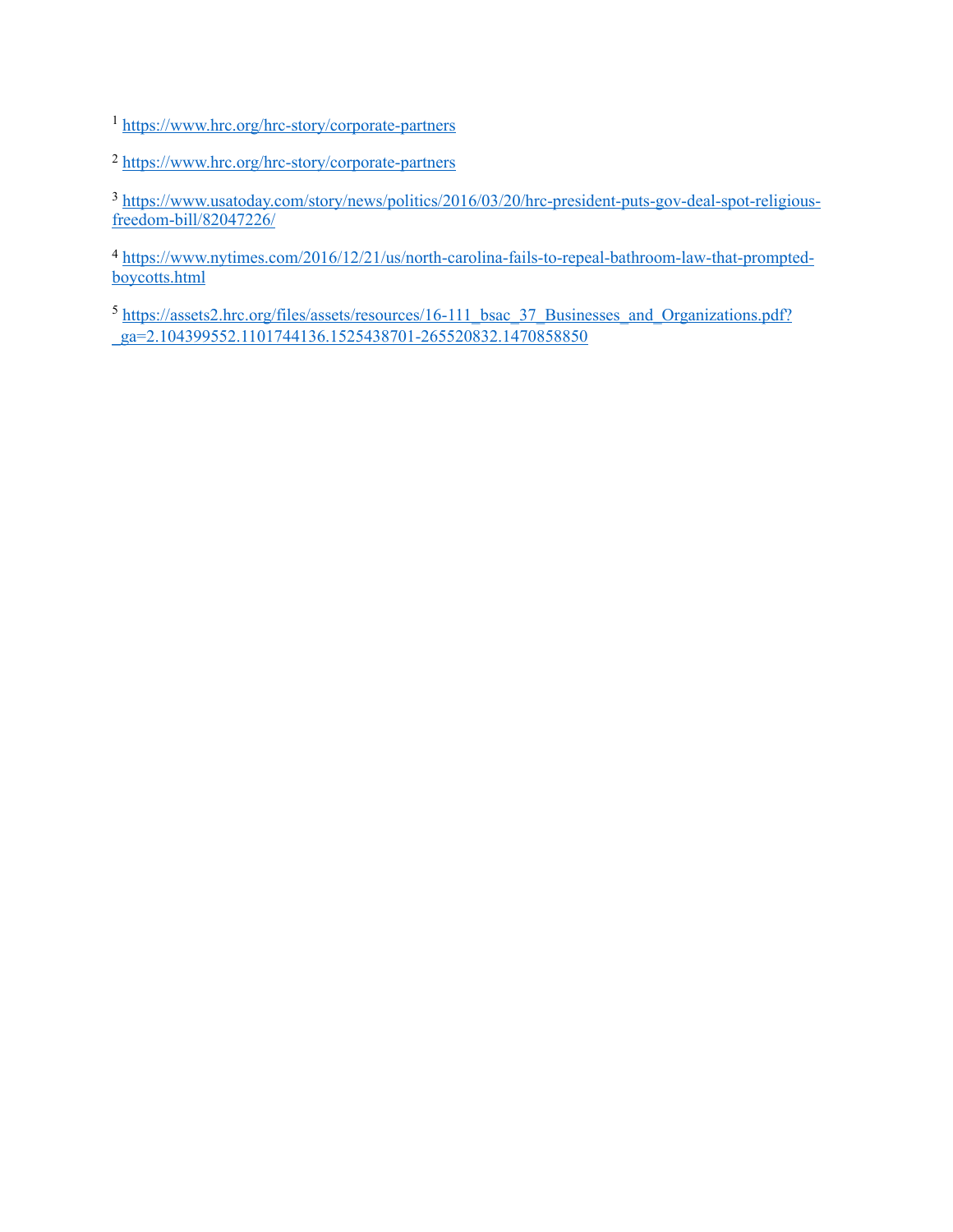[1] https://www.hrc.org/hrc-story/corporate-partners

[2] https://www.hrc.org/hrc-story/corporate-partners

[3] https://www.usatoday.com/story/news/politics/2016/03/20/hrc-president-puts-gov-deal-spot-religious-freedom-bill/82047226/

[4] https://www.nytimes.com/2016/12/21/us/north-carolina-fails-to-repeal-bathroom-law-that-prompted-boycotts.html

[5] https://assets2.hrc.org/files/assets/resources/16-111_bsac_37_Businesses_and_Organizations.pdf?_ga=2.104399552.1101744136.1525438701-265520832.1470858850